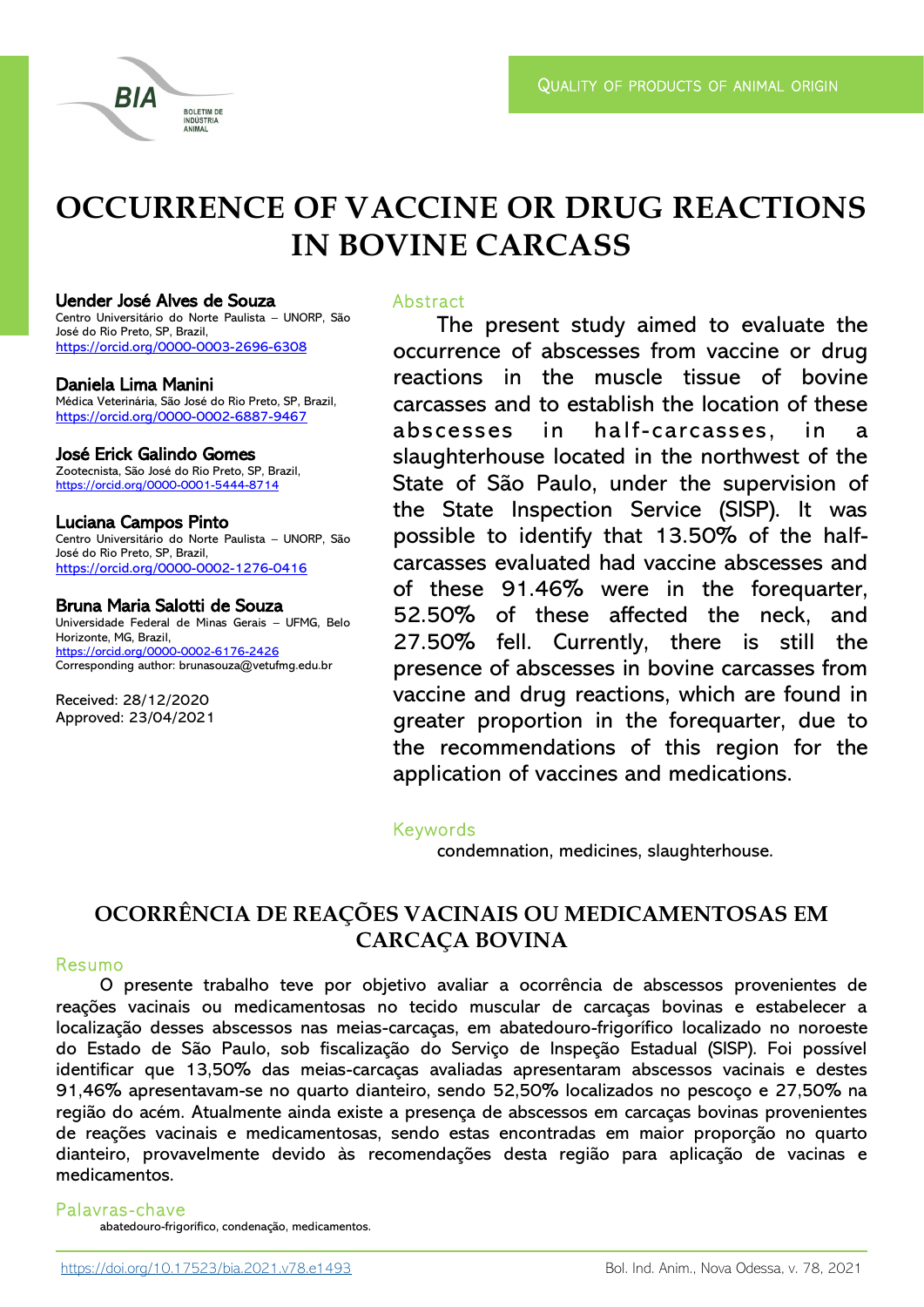QUALITY OF PRODUCTS OF ANIMAL ORIGIN

# OCCURRENCE OF VACCINE OR DRUG REACTIONS IN BOVINE CARCASS

**Uender José Alves de Souza**
Centro Universitário do Norte Paulista – UNORP, São José do Rio Preto, SP, Brazil,
https://orcid.org/0000-0003-2696-6308

**Daniela Lima Manini**
Médica Veterinária, São José do Rio Preto, SP, Brazil,
https://orcid.org/0000-0002-6887-9467

**José Erick Galindo Gomes**
Zootecnista, São José do Rio Preto, SP, Brazil,
https://orcid.org/0000-0001-5444-8714

**Luciana Campos Pinto**
Centro Universitário do Norte Paulista – UNORP, São José do Rio Preto, SP, Brazil,
https://orcid.org/0000-0002-1276-0416

**Bruna Maria Salotti de Souza**
Universidade Federal de Minas Gerais – UFMG, Belo Horizonte, MG, Brazil,
https://orcid.org/0000-0002-6176-2426
Corresponding author: brunasouza@vetufmg.edu.br

Received: 28/12/2020
Approved: 23/04/2021

## Abstract

The present study aimed to evaluate the occurrence of abscesses from vaccine or drug reactions in the muscle tissue of bovine carcasses and to establish the location of these abscesses in half-carcasses, in a slaughterhouse located in the northwest of the State of São Paulo, under the supervision of the State Inspection Service (SISP). It was possible to identify that 13.50% of the half-carcasses evaluated had vaccine abscesses and of these 91.46% were in the forequarter, 52.50% of these affected the neck, and 27.50% fell. Currently, there is still the presence of abscesses in bovine carcasses from vaccine and drug reactions, which are found in greater proportion in the forequarter, due to the recommendations of this region for the application of vaccines and medications.

## Keywords

condemnation, medicines, slaughterhouse.

# OCORRÊNCIA DE REAÇÕES VACINAIS OU MEDICAMENTOSAS EM CARCAÇA BOVINA

## Resumo

O presente trabalho teve por objetivo avaliar a ocorrência de abscessos provenientes de reações vacinais ou medicamentosas no tecido muscular de carcaças bovinas e estabelecer a localização desses abscessos nas meias-carcaças, em abatedouro-frigorífico localizado no noroeste do Estado de São Paulo, sob fiscalização do Serviço de Inspeção Estadual (SISP). Foi possível identificar que 13,50% das meias-carcaças avaliadas apresentaram abscessos vacinais e destes 91,46% apresentavam-se no quarto dianteiro, sendo 52,50% localizados no pescoço e 27,50% na região do acém. Atualmente ainda existe a presença de abscessos em carcaças bovinas provenientes de reações vacinais e medicamentosas, sendo estas encontradas em maior proporção no quarto dianteiro, provavelmente devido às recomendações desta região para aplicação de vacinas e medicamentos.

## Palavras-chave

abatedouro-frigorífico, condenação, medicamentos.

https://doi.org/10.17523/bia.2021.v78.e1493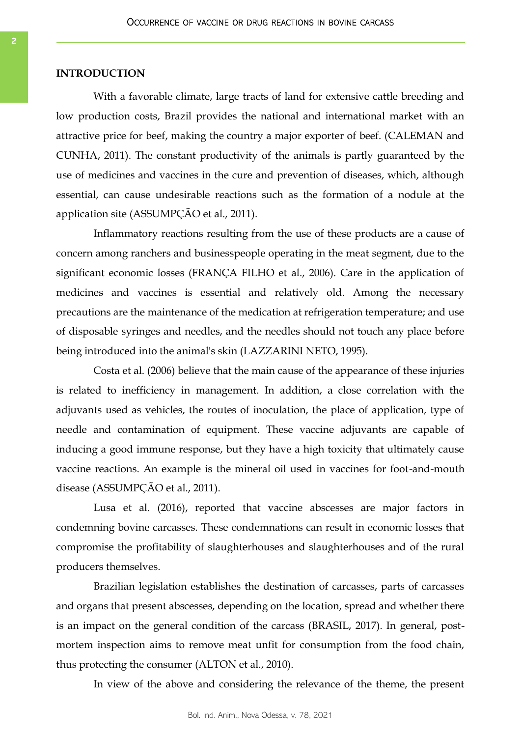## INTRODUCTION

With a favorable climate, large tracts of land for extensive cattle breeding and low production costs, Brazil provides the national and international market with an attractive price for beef, making the country a major exporter of beef. (CALEMAN and CUNHA, 2011). The constant productivity of the animals is partly guaranteed by the use of medicines and vaccines in the cure and prevention of diseases, which, although essential, can cause undesirable reactions such as the formation of a nodule at the application site (ASSUMPÇÃO et al., 2011).

Inflammatory reactions resulting from the use of these products are a cause of concern among ranchers and businesspeople operating in the meat segment, due to the significant economic losses (FRANÇA FILHO et al., 2006). Care in the application of medicines and vaccines is essential and relatively old. Among the necessary precautions are the maintenance of the medication at refrigeration temperature; and use of disposable syringes and needles, and the needles should not touch any place before being introduced into the animal's skin (LAZZARINI NETO, 1995).

Costa et al. (2006) believe that the main cause of the appearance of these injuries is related to inefficiency in management. In addition, a close correlation with the adjuvants used as vehicles, the routes of inoculation, the place of application, type of needle and contamination of equipment. These vaccine adjuvants are capable of inducing a good immune response, but they have a high toxicity that ultimately cause vaccine reactions. An example is the mineral oil used in vaccines for foot-and-mouth disease (ASSUMPÇÃO et al., 2011).

Lusa et al. (2016), reported that vaccine abscesses are major factors in condemning bovine carcasses. These condemnations can result in economic losses that compromise the profitability of slaughterhouses and slaughterhouses and of the rural producers themselves.

Brazilian legislation establishes the destination of carcasses, parts of carcasses and organs that present abscesses, depending on the location, spread and whether there is an impact on the general condition of the carcass (BRASIL, 2017). In general, post-mortem inspection aims to remove meat unfit for consumption from the food chain, thus protecting the consumer (ALTON et al., 2010).

In view of the above and considering the relevance of the theme, the present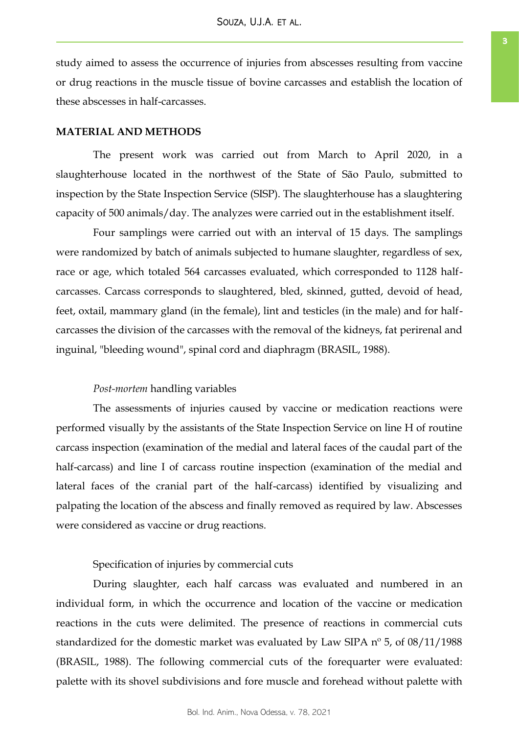study aimed to assess the occurrence of injuries from abscesses resulting from vaccine or drug reactions in the muscle tissue of bovine carcasses and establish the location of these abscesses in half-carcasses.

## MATERIAL AND METHODS

The present work was carried out from March to April 2020, in a slaughterhouse located in the northwest of the State of São Paulo, submitted to inspection by the State Inspection Service (SISP). The slaughterhouse has a slaughtering capacity of 500 animals/day. The analyzes were carried out in the establishment itself.

Four samplings were carried out with an interval of 15 days. The samplings were randomized by batch of animals subjected to humane slaughter, regardless of sex, race or age, which totaled 564 carcasses evaluated, which corresponded to 1128 half-carcasses. Carcass corresponds to slaughtered, bled, skinned, gutted, devoid of head, feet, oxtail, mammary gland (in the female), lint and testicles (in the male) and for half-carcasses the division of the carcasses with the removal of the kidneys, fat perirenal and inguinal, "bleeding wound", spinal cord and diaphragm (BRASIL, 1988).

### *Post-mortem* handling variables

The assessments of injuries caused by vaccine or medication reactions were performed visually by the assistants of the State Inspection Service on line H of routine carcass inspection (examination of the medial and lateral faces of the caudal part of the half-carcass) and line I of carcass routine inspection (examination of the medial and lateral faces of the cranial part of the half-carcass) identified by visualizing and palpating the location of the abscess and finally removed as required by law. Abscesses were considered as vaccine or drug reactions.

### Specification of injuries by commercial cuts

During slaughter, each half carcass was evaluated and numbered in an individual form, in which the occurrence and location of the vaccine or medication reactions in the cuts were delimited. The presence of reactions in commercial cuts standardized for the domestic market was evaluated by Law SIPA nº 5, of 08/11/1988 (BRASIL, 1988). The following commercial cuts of the forequarter were evaluated: palette with its shovel subdivisions and fore muscle and forehead without palette with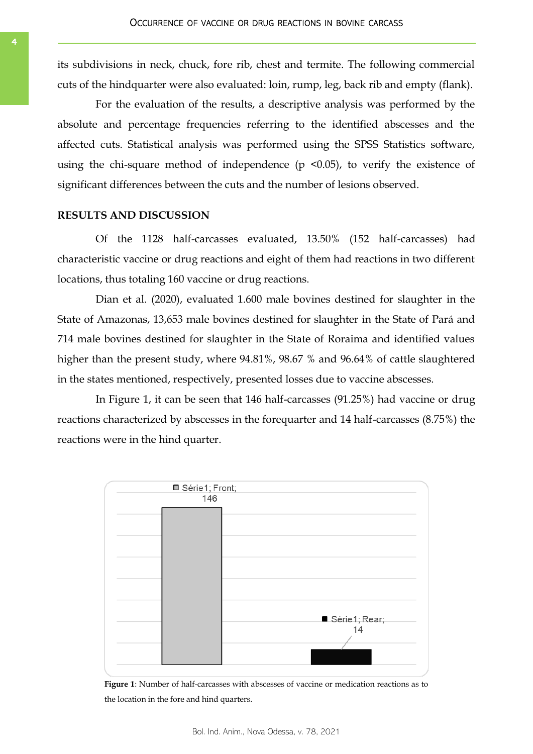its subdivisions in neck, chuck, fore rib, chest and termite. The following commercial cuts of the hindquarter were also evaluated: loin, rump, leg, back rib and empty (flank).

For the evaluation of the results, a descriptive analysis was performed by the absolute and percentage frequencies referring to the identified abscesses and the affected cuts. Statistical analysis was performed using the SPSS Statistics software, using the chi-square method of independence ($p < 0.05$), to verify the existence of significant differences between the cuts and the number of lesions observed.

## RESULTS AND DISCUSSION

Of the 1128 half-carcasses evaluated, 13.50% (152 half-carcasses) had characteristic vaccine or drug reactions and eight of them had reactions in two different locations, thus totaling 160 vaccine or drug reactions.

Dian et al. (2020), evaluated 1.600 male bovines destined for slaughter in the State of Amazonas, 13,653 male bovines destined for slaughter in the State of Pará and 714 male bovines destined for slaughter in the State of Roraima and identified values higher than the present study, where 94.81%, 98.67 % and 96.64% of cattle slaughtered in the states mentioned, respectively, presented losses due to vaccine abscesses.

In Figure 1, it can be seen that 146 half-carcasses (91.25%) had vaccine or drug reactions characterized by abscesses in the forequarter and 14 half-carcasses (8.75%) the reactions were in the hind quarter.

| Série1 | Value |
|---|---|
| Front | 146 |
| Rear | 14 |

**Figure 1**: Number of half-carcasses with abscesses of vaccine or medication reactions as to the location in the fore and hind quarters.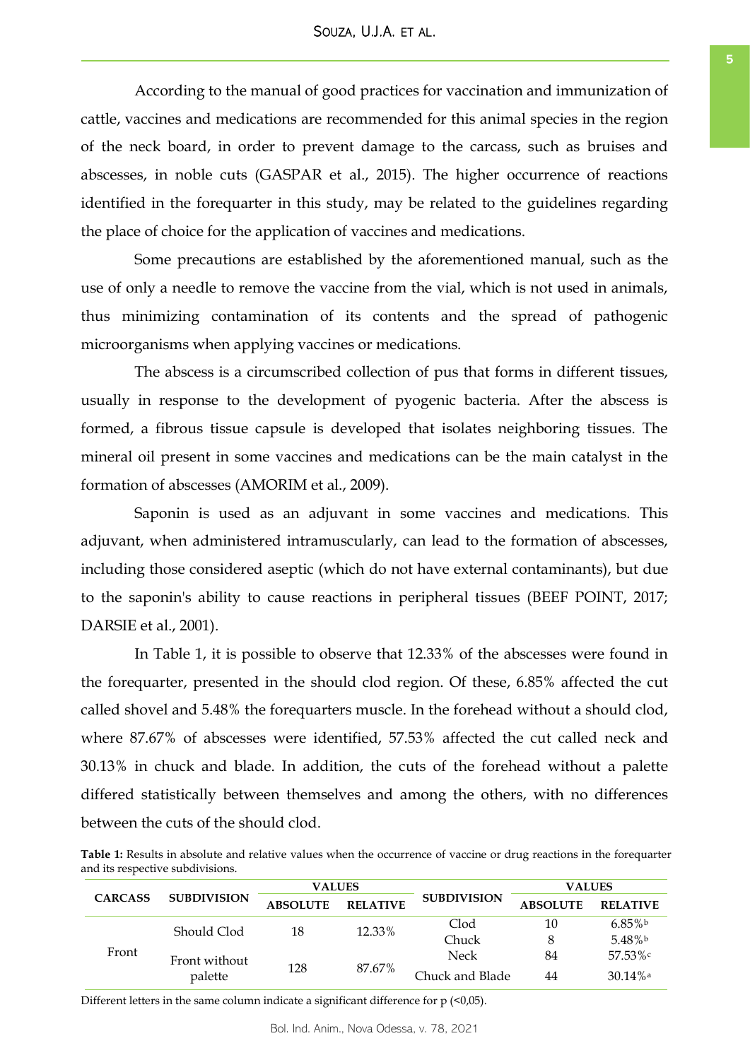According to the manual of good practices for vaccination and immunization of cattle, vaccines and medications are recommended for this animal species in the region of the neck board, in order to prevent damage to the carcass, such as bruises and abscesses, in noble cuts (GASPAR et al., 2015). The higher occurrence of reactions identified in the forequarter in this study, may be related to the guidelines regarding the place of choice for the application of vaccines and medications.

Some precautions are established by the aforementioned manual, such as the use of only a needle to remove the vaccine from the vial, which is not used in animals, thus minimizing contamination of its contents and the spread of pathogenic microorganisms when applying vaccines or medications.

The abscess is a circumscribed collection of pus that forms in different tissues, usually in response to the development of pyogenic bacteria. After the abscess is formed, a fibrous tissue capsule is developed that isolates neighboring tissues. The mineral oil present in some vaccines and medications can be the main catalyst in the formation of abscesses (AMORIM et al., 2009).

Saponin is used as an adjuvant in some vaccines and medications. This adjuvant, when administered intramuscularly, can lead to the formation of abscesses, including those considered aseptic (which do not have external contaminants), but due to the saponin's ability to cause reactions in peripheral tissues (BEEF POINT, 2017; DARSIE et al., 2001).

In Table 1, it is possible to observe that 12.33% of the abscesses were found in the forequarter, presented in the should clod region. Of these, 6.85% affected the cut called shovel and 5.48% the forequarters muscle. In the forehead without a should clod, where 87.67% of abscesses were identified, 57.53% affected the cut called neck and 30.13% in chuck and blade. In addition, the cuts of the forehead without a palette differed statistically between themselves and among the others, with no differences between the cuts of the should clod.

**Table 1:** Results in absolute and relative values when the occurrence of vaccine or drug reactions in the forequarter and its respective subdivisions.

| CARCASS | SUBDIVISION | VALUES | | SUBDIVISION | VALUES | |
|---|---|---|---|---|---|---|
| | | ABSOLUTE | RELATIVE | | ABSOLUTE | RELATIVE |
| Front | Should Clod | 18 | 12.33% | Clod | 10 | 6.85%[b] |
| | | | | Chuck | 8 | 5.48%[b] |
| | Front without palette | 128 | 87.67% | Neck | 84 | 57.53%[c] |
| | | | | Chuck and Blade | 44 | 30.14%[a] |

Different letters in the same column indicate a significant difference for p (<0,05).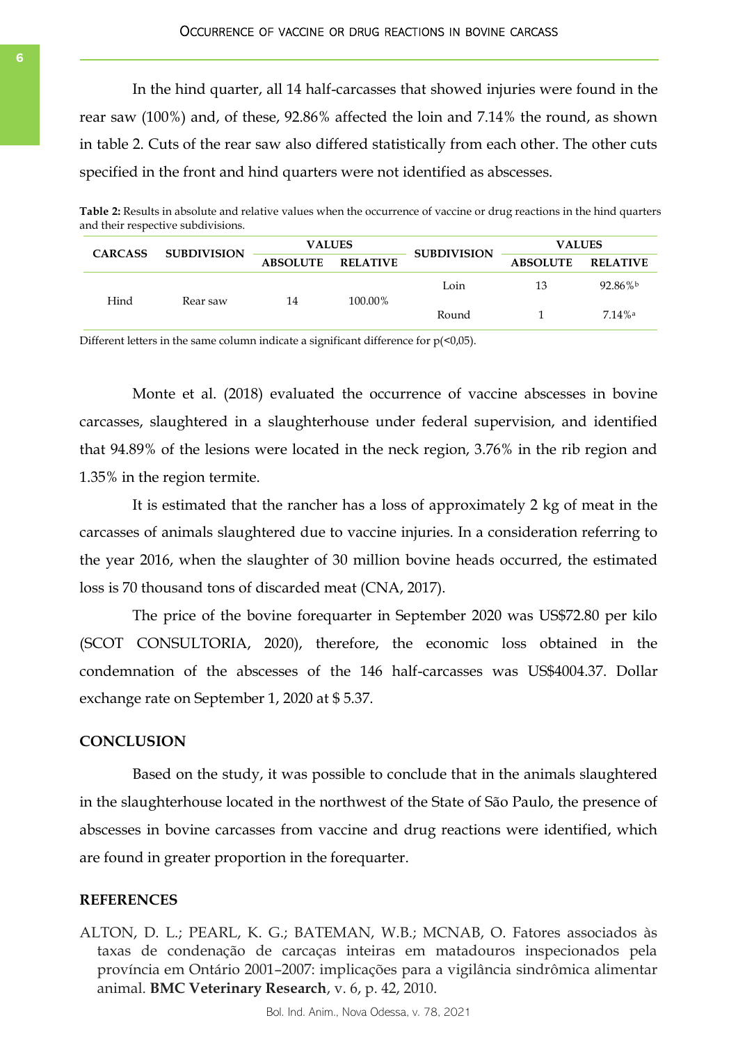In the hind quarter, all 14 half-carcasses that showed injuries were found in the rear saw (100%) and, of these, 92.86% affected the loin and 7.14% the round, as shown in table 2. Cuts of the rear saw also differed statistically from each other. The other cuts specified in the front and hind quarters were not identified as abscesses.

**Table 2:** Results in absolute and relative values when the occurrence of vaccine or drug reactions in the hind quarters and their respective subdivisions.

| CARCASS | SUBDIVISION | VALUES | | SUBDIVISION | VALUES | |
|---|---|---|---|---|---|---|
| | | ABSOLUTE | RELATIVE | | ABSOLUTE | RELATIVE |
| Hind | Rear saw | 14 | 100.00% | Loin | 13 | 92.86%[b] |
| | | | | Round | 1 | 7.14%[a] |

Different letters in the same column indicate a significant difference for p(<0,05).

Monte et al. (2018) evaluated the occurrence of vaccine abscesses in bovine carcasses, slaughtered in a slaughterhouse under federal supervision, and identified that 94.89% of the lesions were located in the neck region, 3.76% in the rib region and 1.35% in the region termite.

It is estimated that the rancher has a loss of approximately 2 kg of meat in the carcasses of animals slaughtered due to vaccine injuries. In a consideration referring to the year 2016, when the slaughter of 30 million bovine heads occurred, the estimated loss is 70 thousand tons of discarded meat (CNA, 2017).

The price of the bovine forequarter in September 2020 was US$72.80 per kilo (SCOT CONSULTORIA, 2020), therefore, the economic loss obtained in the condemnation of the abscesses of the 146 half-carcasses was US$4004.37. Dollar exchange rate on September 1, 2020 at $ 5.37.

## CONCLUSION

Based on the study, it was possible to conclude that in the animals slaughtered in the slaughterhouse located in the northwest of the State of São Paulo, the presence of abscesses in bovine carcasses from vaccine and drug reactions were identified, which are found in greater proportion in the forequarter.

## REFERENCES

ALTON, D. L.; PEARL, K. G.; BATEMAN, W.B.; MCNAB, O. Fatores associados às taxas de condenação de carcaças inteiras em matadouros inspecionados pela província em Ontário 2001–2007: implicações para a vigilância sindrômica alimentar animal. **BMC Veterinary Research**, v. 6, p. 42, 2010.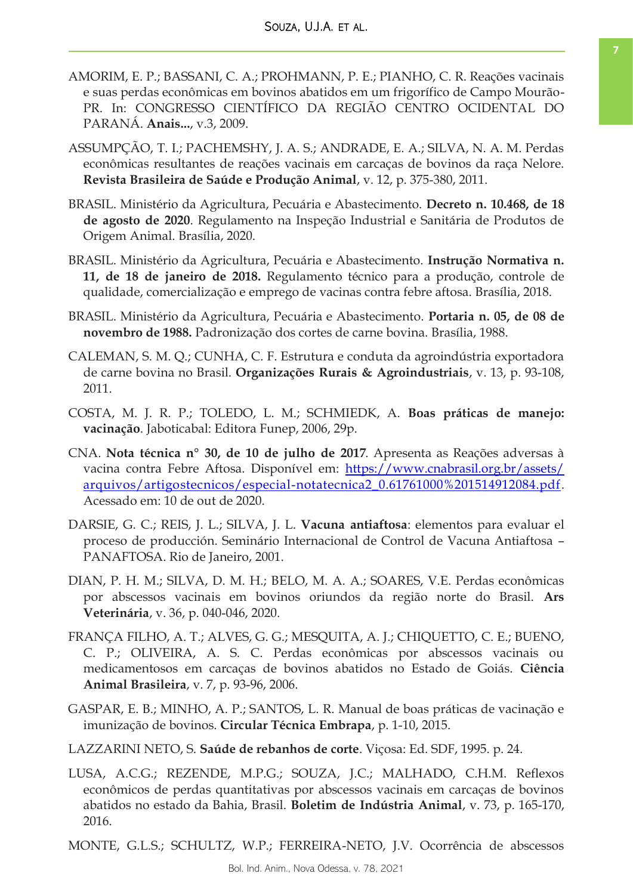AMORIM, E. P.; BASSANI, C. A.; PROHMANN, P. E.; PIANHO, C. R. Reações vacinais e suas perdas econômicas em bovinos abatidos em um frigorífico de Campo Mourão-PR. In: CONGRESSO CIENTÍFICO DA REGIÃO CENTRO OCIDENTAL DO PARANÁ. **Anais...**, v.3, 2009.

ASSUMPÇÃO, T. I.; PACHEMSHY, J. A. S.; ANDRADE, E. A.; SILVA, N. A. M. Perdas econômicas resultantes de reações vacinais em carcaças de bovinos da raça Nelore. **Revista Brasileira de Saúde e Produção Animal**, v. 12, p. 375-380, 2011.

BRASIL. Ministério da Agricultura, Pecuária e Abastecimento. **Decreto n. 10.468, de 18 de agosto de 2020**. Regulamento na Inspeção Industrial e Sanitária de Produtos de Origem Animal. Brasília, 2020.

BRASIL. Ministério da Agricultura, Pecuária e Abastecimento. **Instrução Normativa n. 11, de 18 de janeiro de 2018.** Regulamento técnico para a produção, controle de qualidade, comercialização e emprego de vacinas contra febre aftosa. Brasília, 2018.

BRASIL. Ministério da Agricultura, Pecuária e Abastecimento. **Portaria n. 05, de 08 de novembro de 1988.** Padronização dos cortes de carne bovina. Brasília, 1988.

CALEMAN, S. M. Q.; CUNHA, C. F. Estrutura e conduta da agroindústria exportadora de carne bovina no Brasil. **Organizações Rurais & Agroindustriais**, v. 13, p. 93-108, 2011.

COSTA, M. J. R. P.; TOLEDO, L. M.; SCHMIEDK, A. **Boas práticas de manejo: vacinação**. Jaboticabal: Editora Funep, 2006, 29p.

CNA. **Nota técnica n° 30, de 10 de julho de 2017**. Apresenta as Reações adversas à vacina contra Febre Aftosa. Disponível em: https://www.cnabrasil.org.br/assets/arquivos/artigostecnicos/especial-notatecnica2_0.61761000%201514912084.pdf. Acessado em: 10 de out de 2020.

DARSIE, G. C.; REIS, J. L.; SILVA, J. L. **Vacuna antiaftosa**: elementos para evaluar el proceso de producción. Seminário Internacional de Control de Vacuna Antiaftosa – PANAFTOSA. Rio de Janeiro, 2001.

DIAN, P. H. M.; SILVA, D. M. H.; BELO, M. A. A.; SOARES, V.E. Perdas econômicas por abscessos vacinais em bovinos oriundos da região norte do Brasil. **Ars Veterinária**, v. 36, p. 040-046, 2020.

FRANÇA FILHO, A. T.; ALVES, G. G.; MESQUITA, A. J.; CHIQUETTO, C. E.; BUENO, C. P.; OLIVEIRA, A. S. C. Perdas econômicas por abscessos vacinais ou medicamentosos em carcaças de bovinos abatidos no Estado de Goiás. **Ciência Animal Brasileira**, v. 7, p. 93-96, 2006.

GASPAR, E. B.; MINHO, A. P.; SANTOS, L. R. Manual de boas práticas de vacinação e imunização de bovinos. **Circular Técnica Embrapa**, p. 1-10, 2015.

LAZZARINI NETO, S. **Saúde de rebanhos de corte**. Viçosa: Ed. SDF, 1995. p. 24.

LUSA, A.C.G.; REZENDE, M.P.G.; SOUZA, J.C.; MALHADO, C.H.M. Reflexos econômicos de perdas quantitativas por abscessos vacinais em carcaças de bovinos abatidos no estado da Bahia, Brasil. **Boletim de Indústria Animal**, v. 73, p. 165-170, 2016.

MONTE, G.L.S.; SCHULTZ, W.P.; FERREIRA-NETO, J.V. Ocorrência de abscessos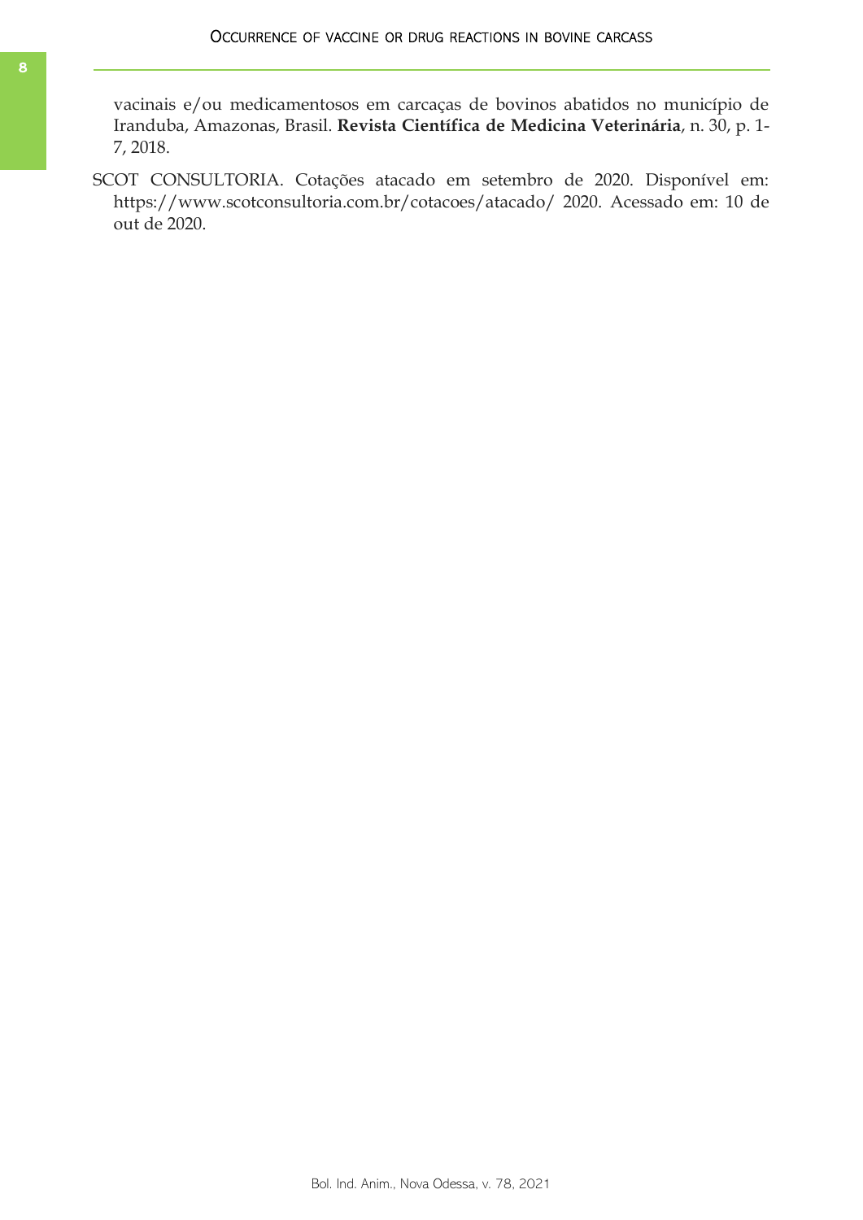vacinais e/ou medicamentosos em carcaças de bovinos abatidos no município de Iranduba, Amazonas, Brasil. **Revista Científica de Medicina Veterinária**, n. 30, p. 1-7, 2018.

SCOT CONSULTORIA. Cotações atacado em setembro de 2020. Disponível em: https://www.scotconsultoria.com.br/cotacoes/atacado/ 2020. Acessado em: 10 de out de 2020.